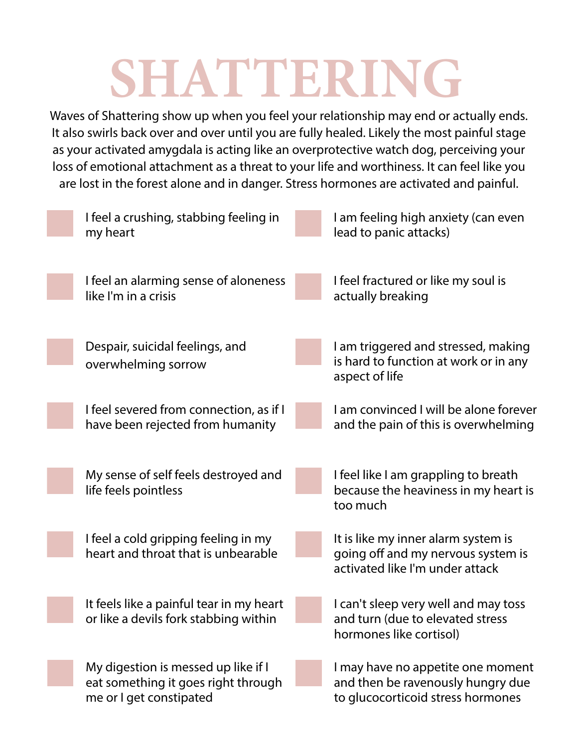# SHATTERING

Waves of Shattering show up when you feel your relationship may end or actually ends. It also swirls back over and over until you are fully healed. Likely the most painful stage as your activated amygdala is acting like an overprotective watch dog, perceiving your loss of emotional attachment as a threat to your life and worthiness. It can feel like you are lost in the forest alone and in danger. Stress hormones are activated and painful.

- [ ] I feel a crushing, stabbing feeling in my heart
- [ ] I feel an alarming sense of aloneness like I'm in a crisis
- [ ] Despair, suicidal feelings, and overwhelming sorrow
- [ ] I feel severed from connection, as if I have been rejected from humanity
- [ ] My sense of self feels destroyed and life feels pointless
- [ ] I feel a cold gripping feeling in my heart and throat that is unbearable
- [ ] It feels like a painful tear in my heart or like a devils fork stabbing within
- [ ] My digestion is messed up like if I eat something it goes right through me or I get constipated
- [ ] I am feeling high anxiety (can even lead to panic attacks)
- [ ] I feel fractured or like my soul is actually breaking
- [ ] I am triggered and stressed, making is hard to function at work or in any aspect of life
- [ ] I am convinced I will be alone forever and the pain of this is overwhelming
- [ ] I feel like I am grappling to breath because the heaviness in my heart is too much
- [ ] It is like my inner alarm system is going off and my nervous system is activated like I'm under attack
- [ ] I can't sleep very well and may toss and turn (due to elevated stress hormones like cortisol)
- [ ] I may have no appetite one moment and then be ravenously hungry due to glucocorticoid stress hormones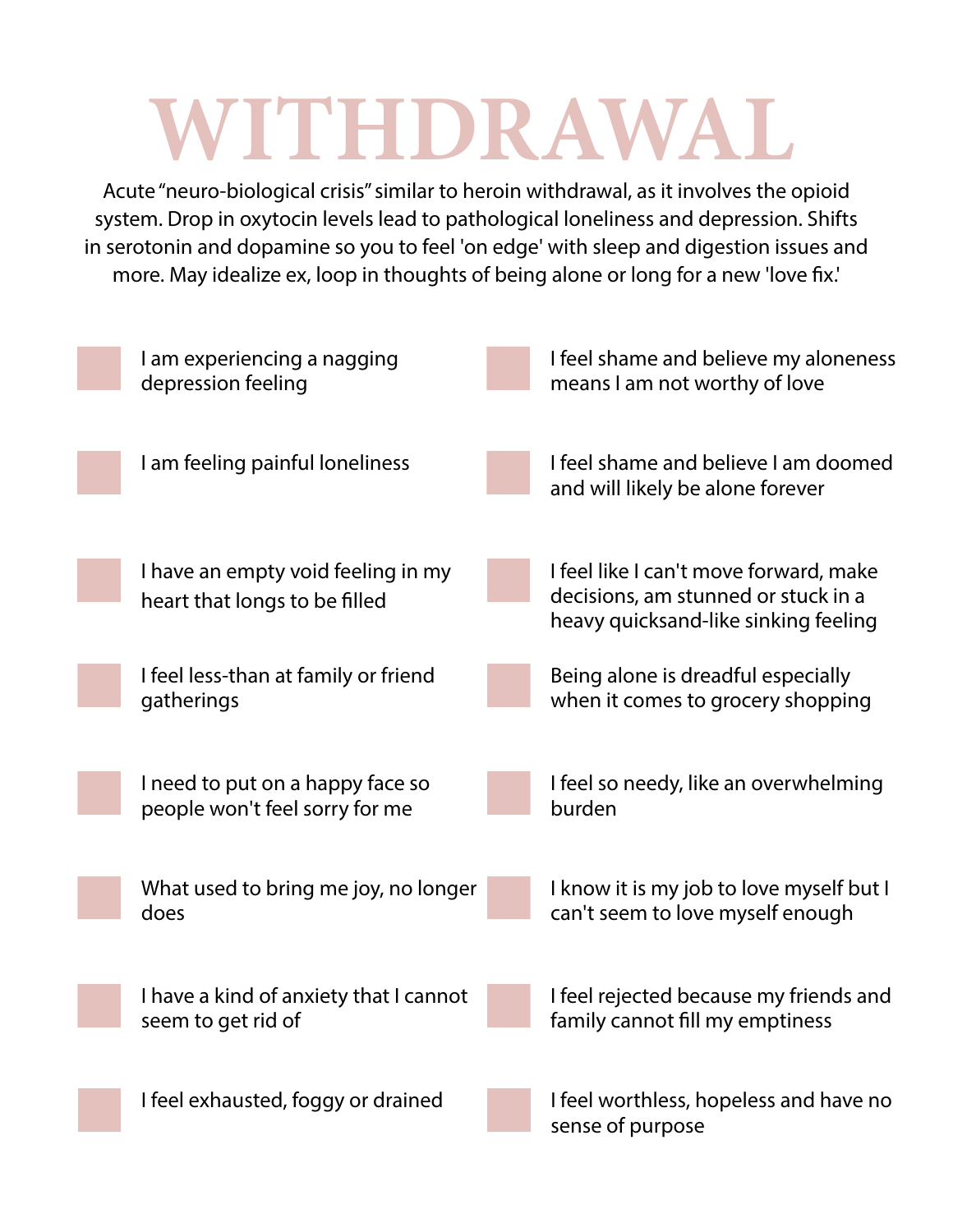# WITHDRAWAL

Acute "neuro-biological crisis" similar to heroin withdrawal, as it involves the opioid system. Drop in oxytocin levels lead to pathological loneliness and depression. Shifts in serotonin and dopamine so you to feel 'on edge' with sleep and digestion issues and more. May idealize ex, loop in thoughts of being alone or long for a new 'love fix.'

- [ ] I am experiencing a nagging depression feeling
- [ ] I am feeling painful loneliness
- [ ] I have an empty void feeling in my heart that longs to be filled
- [ ] I feel less-than at family or friend gatherings
- [ ] I need to put on a happy face so people won't feel sorry for me
- [ ] What used to bring me joy, no longer does
- [ ] I have a kind of anxiety that I cannot seem to get rid of
- [ ] I feel exhausted, foggy or drained
- [ ] I feel shame and believe my aloneness means I am not worthy of love
- [ ] I feel shame and believe I am doomed and will likely be alone forever
- [ ] I feel like I can't move forward, make decisions, am stunned or stuck in a heavy quicksand-like sinking feeling
- [ ] Being alone is dreadful especially when it comes to grocery shopping
- [ ] I feel so needy, like an overwhelming burden
- [ ] I know it is my job to love myself but I can't seem to love myself enough
- [ ] I feel rejected because my friends and family cannot fill my emptiness
- [ ] I feel worthless, hopeless and have no sense of purpose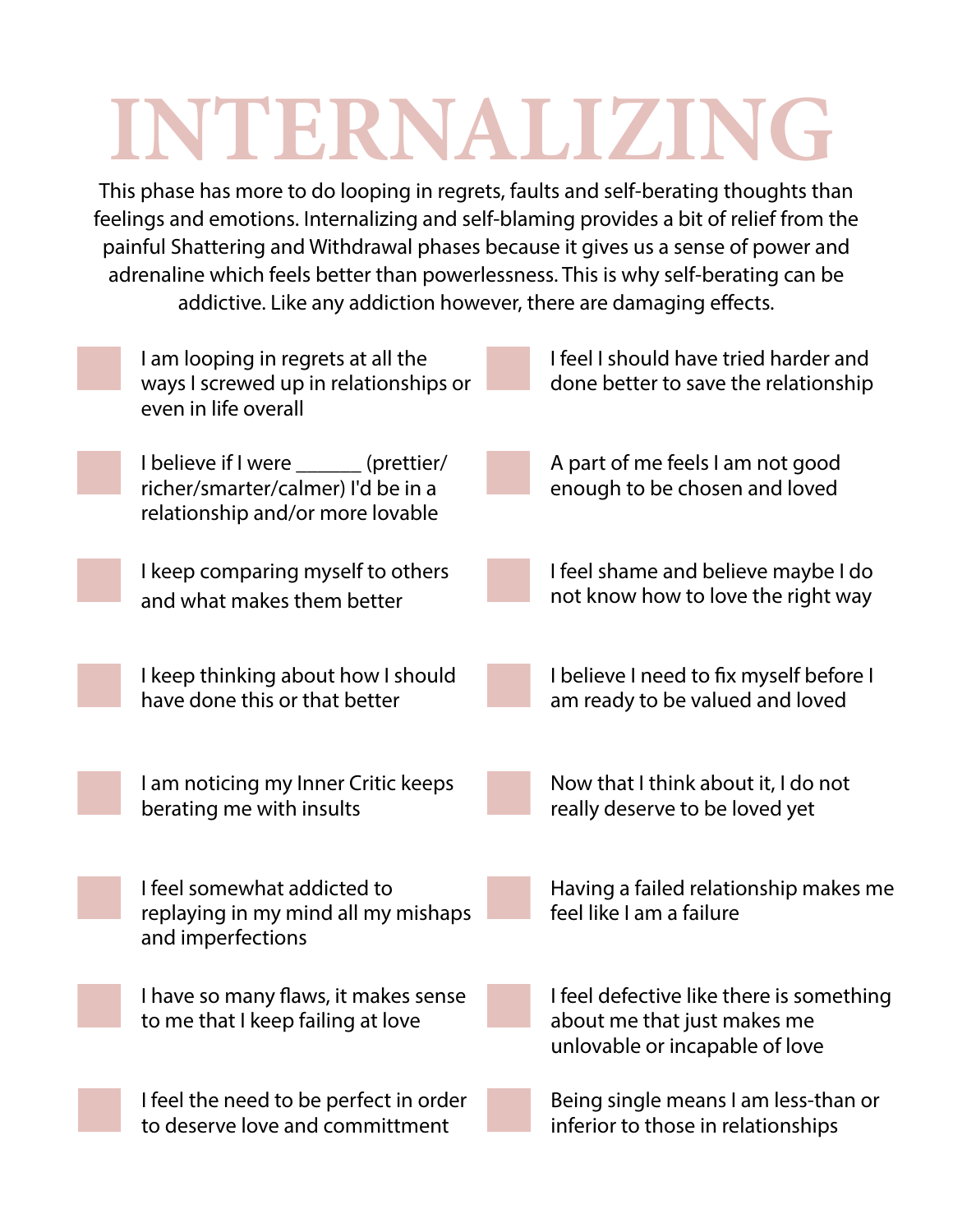# INTERNALIZING

This phase has more to do looping in regrets, faults and self-berating thoughts than feelings and emotions. Internalizing and self-blaming provides a bit of relief from the painful Shattering and Withdrawal phases because it gives us a sense of power and adrenaline which feels better than powerlessness. This is why self-berating can be addictive. Like any addiction however, there are damaging effects.

- [ ] I am looping in regrets at all the ways I screwed up in relationships or even in life overall
- [ ] I believe if I were ______ (prettier/ richer/smarter/calmer) I'd be in a relationship and/or more lovable
- [ ] I keep comparing myself to others and what makes them better
- [ ] I keep thinking about how I should have done this or that better
- [ ] I am noticing my Inner Critic keeps berating me with insults
- [ ] I feel somewhat addicted to replaying in my mind all my mishaps and imperfections
- [ ] I have so many flaws, it makes sense to me that I keep failing at love
- [ ] I feel the need to be perfect in order to deserve love and committment
- [ ] I feel I should have tried harder and done better to save the relationship
- [ ] A part of me feels I am not good enough to be chosen and loved
- [ ] I feel shame and believe maybe I do not know how to love the right way
- [ ] I believe I need to fix myself before I am ready to be valued and loved
- [ ] Now that I think about it, I do not really deserve to be loved yet
- [ ] Having a failed relationship makes me feel like I am a failure
- [ ] I feel defective like there is something about me that just makes me unlovable or incapable of love
- [ ] Being single means I am less-than or inferior to those in relationships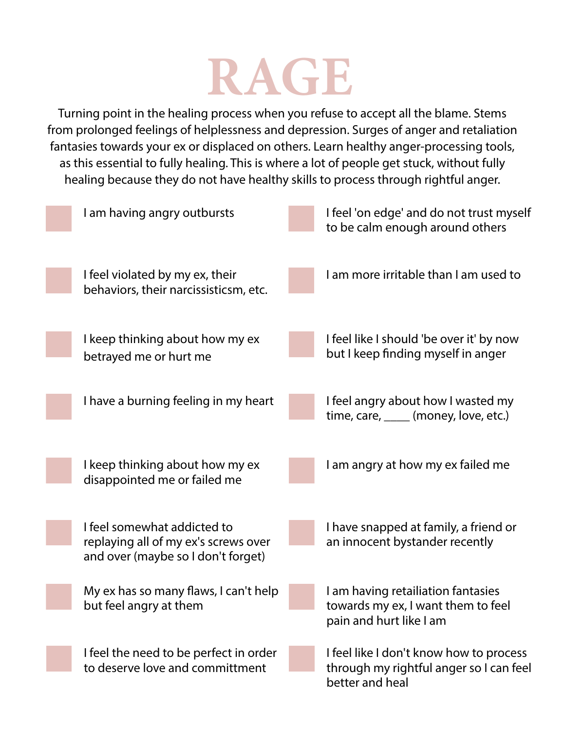# RAGE

Turning point in the healing process when you refuse to accept all the blame. Stems from prolonged feelings of helplessness and depression. Surges of anger and retaliation fantasies towards your ex or displaced on others. Learn healthy anger-processing tools, as this essential to fully healing. This is where a lot of people get stuck, without fully healing because they do not have healthy skills to process through rightful anger.

- [ ] I am having angry outbursts
- [ ] I feel violated by my ex, their behaviors, their narcissisticsm, etc.
- [ ] I keep thinking about how my ex betrayed me or hurt me
- [ ] I have a burning feeling in my heart
- [ ] I keep thinking about how my ex disappointed me or failed me
- [ ] I feel somewhat addicted to replaying all of my ex's screws over and over (maybe so I don't forget)
- [ ] My ex has so many flaws, I can't help but feel angry at them
- [ ] I feel the need to be perfect in order to deserve love and committment
- [ ] I feel 'on edge' and do not trust myself to be calm enough around others
- [ ] I am more irritable than I am used to
- [ ] I feel like I should 'be over it' by now but I keep finding myself in anger
- [ ] I feel angry about how I wasted my time, care, _____ (money, love, etc.)
- [ ] I am angry at how my ex failed me
- [ ] I have snapped at family, a friend or an innocent bystander recently
- [ ] I am having retailiation fantasies towards my ex, I want them to feel pain and hurt like I am
- [ ] I feel like I don't know how to process through my rightful anger so I can feel better and heal